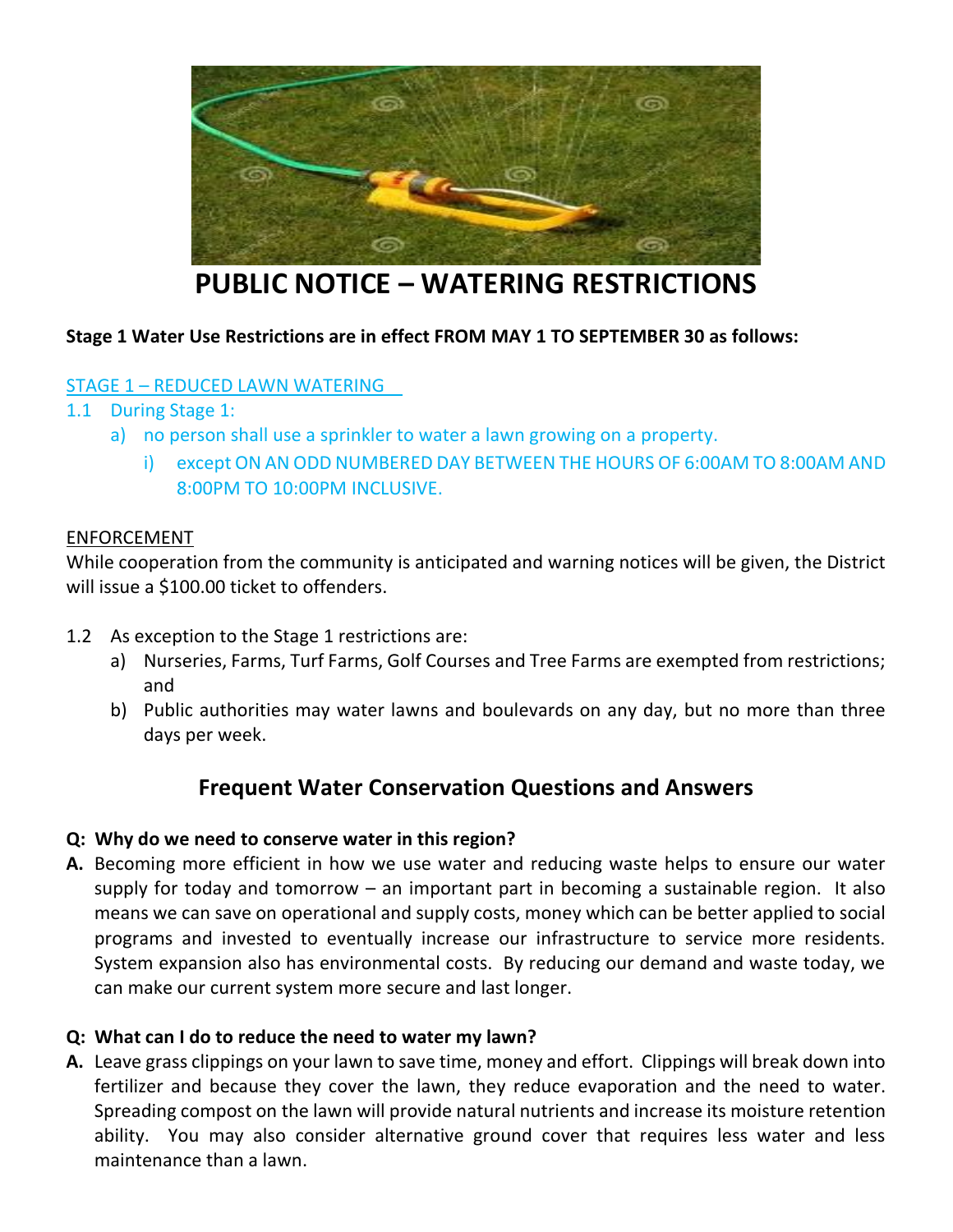# PUBLIC NOTICE – WATERING RESTRICTIONS

**Stage 1 Water Use Restrictions are in effect FROM MAY 1 TO SEPTEMBER 30 as follows:**

STAGE 1 – REDUCED LAWN WATERING

1.1 During Stage 1:

a) no person shall use a sprinkler to water a lawn growing on a property.

i) except ON AN ODD NUMBERED DAY BETWEEN THE HOURS OF 6:00AM TO 8:00AM AND 8:00PM TO 10:00PM INCLUSIVE.

ENFORCEMENT

While cooperation from the community is anticipated and warning notices will be given, the District will issue a $100.00 ticket to offenders.

1.2 As exception to the Stage 1 restrictions are:

a) Nurseries, Farms, Turf Farms, Golf Courses and Tree Farms are exempted from restrictions; and

b) Public authorities may water lawns and boulevards on any day, but no more than three days per week.

## Frequent Water Conservation Questions and Answers

**Q: Why do we need to conserve water in this region?**

**A.** Becoming more efficient in how we use water and reducing waste helps to ensure our water supply for today and tomorrow – an important part in becoming a sustainable region. It also means we can save on operational and supply costs, money which can be better applied to social programs and invested to eventually increase our infrastructure to service more residents. System expansion also has environmental costs. By reducing our demand and waste today, we can make our current system more secure and last longer.

**Q: What can I do to reduce the need to water my lawn?**

**A.** Leave grass clippings on your lawn to save time, money and effort. Clippings will break down into fertilizer and because they cover the lawn, they reduce evaporation and the need to water. Spreading compost on the lawn will provide natural nutrients and increase its moisture retention ability. You may also consider alternative ground cover that requires less water and less maintenance than a lawn.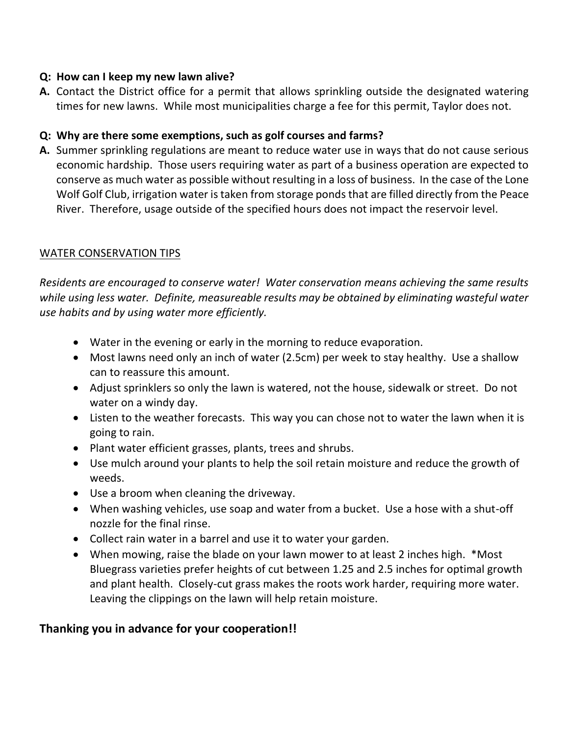**Q: How can I keep my new lawn alive?**

**A.** Contact the District office for a permit that allows sprinkling outside the designated watering times for new lawns. While most municipalities charge a fee for this permit, Taylor does not.

**Q: Why are there some exemptions, such as golf courses and farms?**

**A.** Summer sprinkling regulations are meant to reduce water use in ways that do not cause serious economic hardship. Those users requiring water as part of a business operation are expected to conserve as much water as possible without resulting in a loss of business. In the case of the Lone Wolf Golf Club, irrigation water is taken from storage ponds that are filled directly from the Peace River. Therefore, usage outside of the specified hours does not impact the reservoir level.

<u>WATER CONSERVATION TIPS</u>

*Residents are encouraged to conserve water! Water conservation means achieving the same results while using less water. Definite, measureable results may be obtained by eliminating wasteful water use habits and by using water more efficiently.*

- Water in the evening or early in the morning to reduce evaporation.
- Most lawns need only an inch of water (2.5cm) per week to stay healthy. Use a shallow can to reassure this amount.
- Adjust sprinklers so only the lawn is watered, not the house, sidewalk or street. Do not water on a windy day.
- Listen to the weather forecasts. This way you can chose not to water the lawn when it is going to rain.
- Plant water efficient grasses, plants, trees and shrubs.
- Use mulch around your plants to help the soil retain moisture and reduce the growth of weeds.
- Use a broom when cleaning the driveway.
- When washing vehicles, use soap and water from a bucket. Use a hose with a shut-off nozzle for the final rinse.
- Collect rain water in a barrel and use it to water your garden.
- When mowing, raise the blade on your lawn mower to at least 2 inches high. *Most Bluegrass varieties prefer heights of cut between 1.25 and 2.5 inches for optimal growth and plant health. Closely-cut grass makes the roots work harder, requiring more water. Leaving the clippings on the lawn will help retain moisture.

**Thanking you in advance for your cooperation!!**